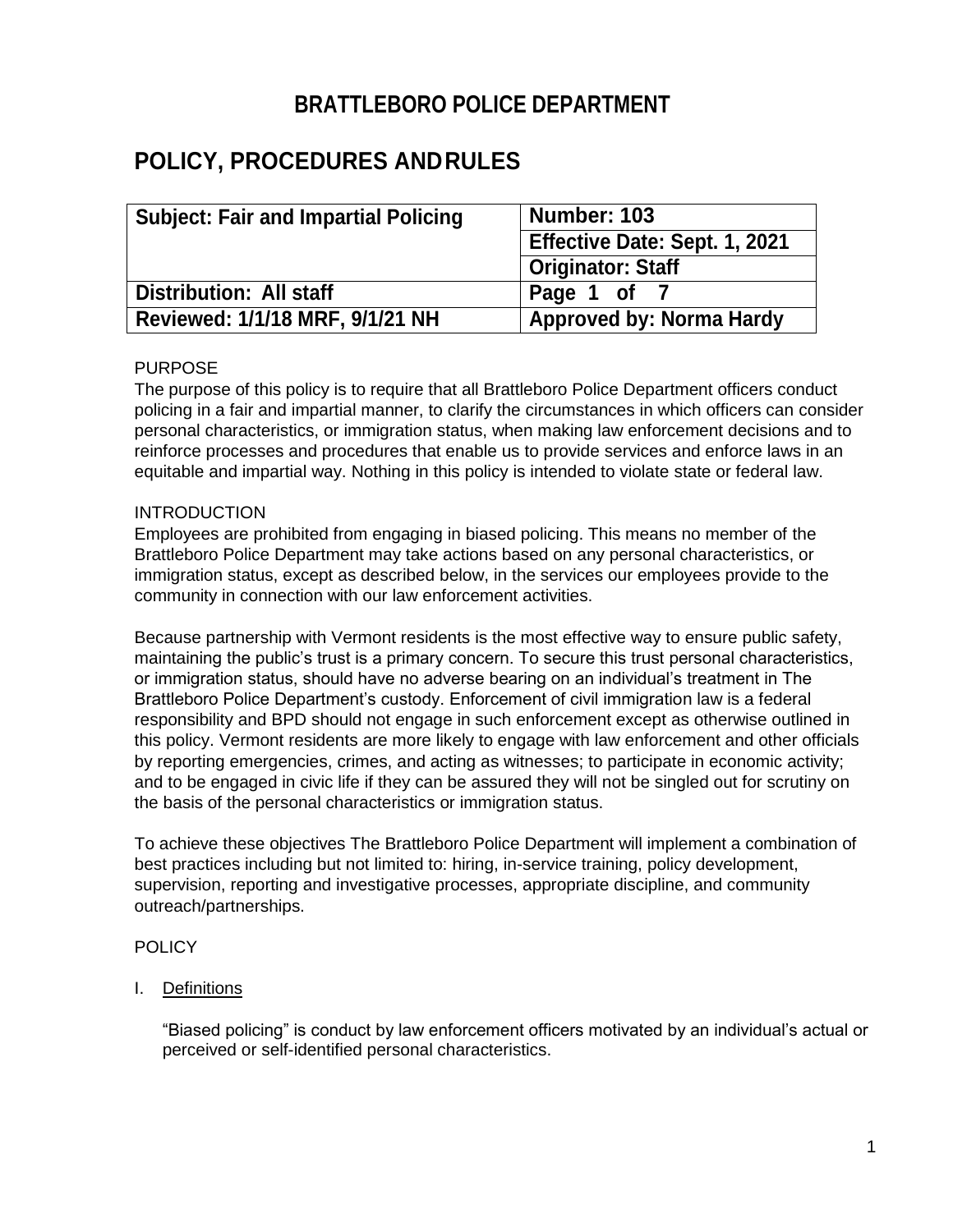# BRATTLEBORO POLICE DEPARTMENT

## POLICY, PROCEDURES AND RULES

| Subject: Fair and Impartial Policing | Number: 103 |
| --- | --- |
| | Effective Date: Sept. 1, 2021 |
| | Originator: Staff |
| Distribution: All staff | Page 1 of 7 |
| Reviewed: 1/1/18 MRF, 9/1/21 NH | Approved by: Norma Hardy |

PURPOSE

The purpose of this policy is to require that all Brattleboro Police Department officers conduct policing in a fair and impartial manner, to clarify the circumstances in which officers can consider personal characteristics, or immigration status, when making law enforcement decisions and to reinforce processes and procedures that enable us to provide services and enforce laws in an equitable and impartial way. Nothing in this policy is intended to violate state or federal law.

INTRODUCTION

Employees are prohibited from engaging in biased policing. This means no member of the Brattleboro Police Department may take actions based on any personal characteristics, or immigration status, except as described below, in the services our employees provide to the community in connection with our law enforcement activities.

Because partnership with Vermont residents is the most effective way to ensure public safety, maintaining the public's trust is a primary concern. To secure this trust personal characteristics, or immigration status, should have no adverse bearing on an individual's treatment in The Brattleboro Police Department's custody. Enforcement of civil immigration law is a federal responsibility and BPD should not engage in such enforcement except as otherwise outlined in this policy. Vermont residents are more likely to engage with law enforcement and other officials by reporting emergencies, crimes, and acting as witnesses; to participate in economic activity; and to be engaged in civic life if they can be assured they will not be singled out for scrutiny on the basis of the personal characteristics or immigration status.

To achieve these objectives The Brattleboro Police Department will implement a combination of best practices including but not limited to: hiring, in-service training, policy development, supervision, reporting and investigative processes, appropriate discipline, and community outreach/partnerships.

POLICY

I. Definitions

"Biased policing" is conduct by law enforcement officers motivated by an individual's actual or perceived or self-identified personal characteristics.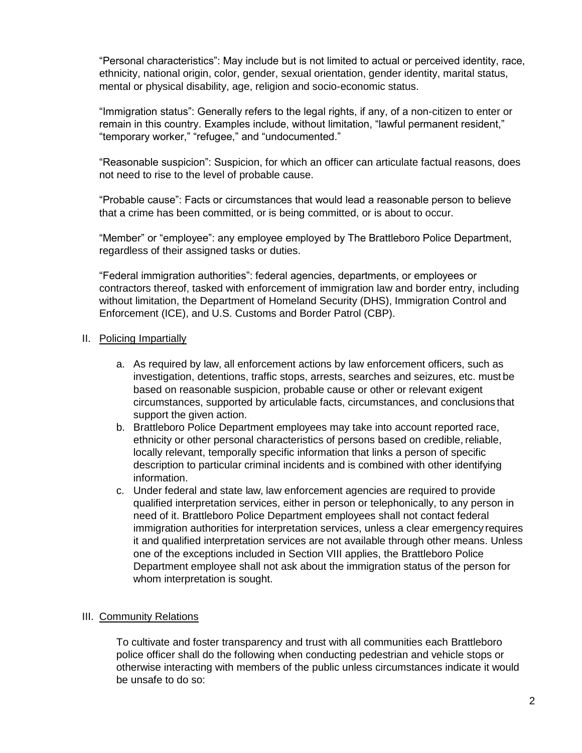"Personal characteristics": May include but is not limited to actual or perceived identity, race, ethnicity, national origin, color, gender, sexual orientation, gender identity, marital status, mental or physical disability, age, religion and socio-economic status.

"Immigration status": Generally refers to the legal rights, if any, of a non-citizen to enter or remain in this country. Examples include, without limitation, "lawful permanent resident," "temporary worker," "refugee," and "undocumented."

"Reasonable suspicion": Suspicion, for which an officer can articulate factual reasons, does not need to rise to the level of probable cause.

"Probable cause": Facts or circumstances that would lead a reasonable person to believe that a crime has been committed, or is being committed, or is about to occur.

"Member" or "employee": any employee employed by The Brattleboro Police Department, regardless of their assigned tasks or duties.

"Federal immigration authorities": federal agencies, departments, or employees or contractors thereof, tasked with enforcement of immigration law and border entry, including without limitation, the Department of Homeland Security (DHS), Immigration Control and Enforcement (ICE), and U.S. Customs and Border Patrol (CBP).

## II. Policing Impartially

a. As required by law, all enforcement actions by law enforcement officers, such as investigation, detentions, traffic stops, arrests, searches and seizures, etc. must be based on reasonable suspicion, probable cause or other or relevant exigent circumstances, supported by articulable facts, circumstances, and conclusions that support the given action.
b. Brattleboro Police Department employees may take into account reported race, ethnicity or other personal characteristics of persons based on credible, reliable, locally relevant, temporally specific information that links a person of specific description to particular criminal incidents and is combined with other identifying information.
c. Under federal and state law, law enforcement agencies are required to provide qualified interpretation services, either in person or telephonically, to any person in need of it. Brattleboro Police Department employees shall not contact federal immigration authorities for interpretation services, unless a clear emergency requires it and qualified interpretation services are not available through other means. Unless one of the exceptions included in Section VIII applies, the Brattleboro Police Department employee shall not ask about the immigration status of the person for whom interpretation is sought.

## III. Community Relations

To cultivate and foster transparency and trust with all communities each Brattleboro police officer shall do the following when conducting pedestrian and vehicle stops or otherwise interacting with members of the public unless circumstances indicate it would be unsafe to do so: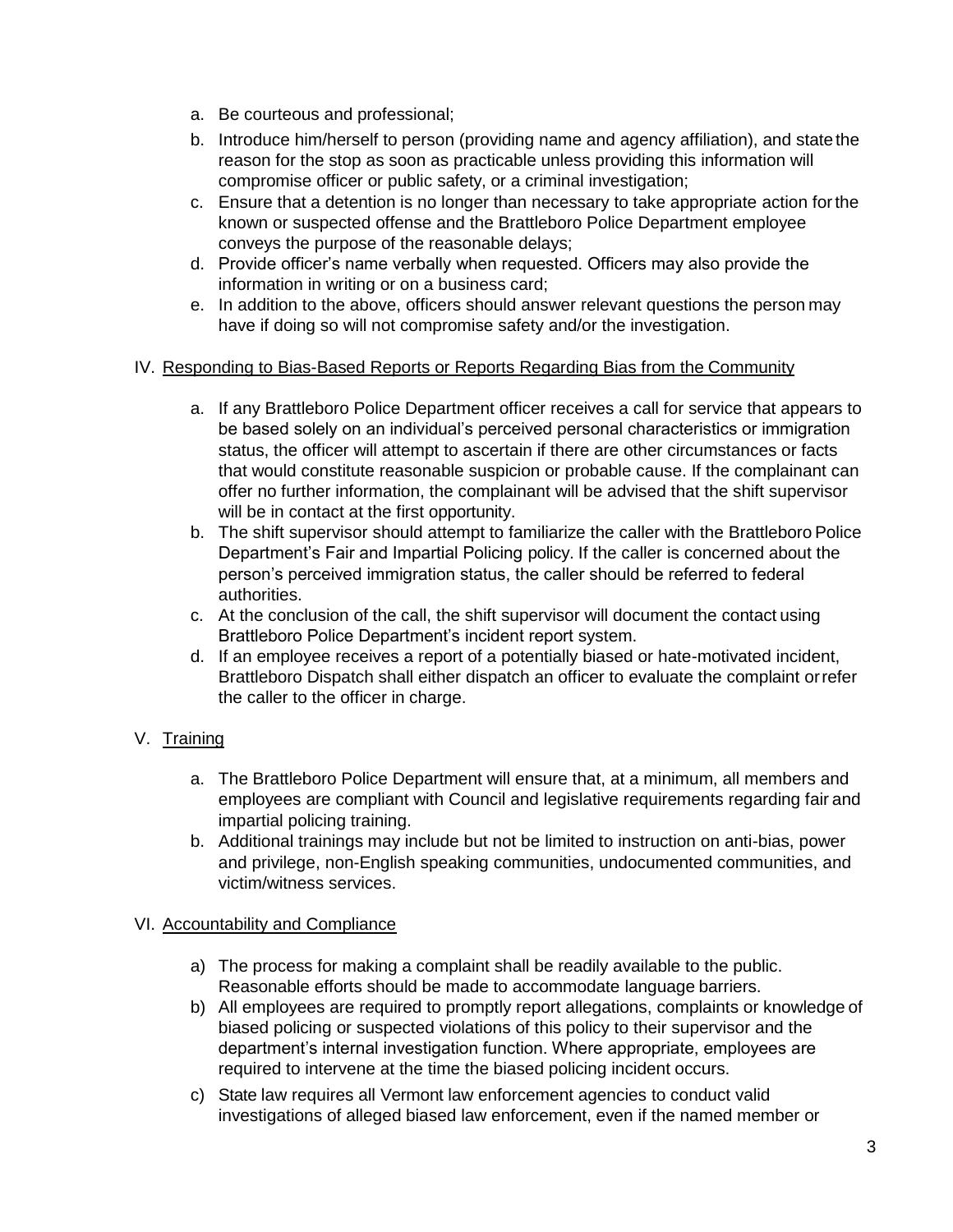a. Be courteous and professional;
b. Introduce him/herself to person (providing name and agency affiliation), and state the reason for the stop as soon as practicable unless providing this information will compromise officer or public safety, or a criminal investigation;
c. Ensure that a detention is no longer than necessary to take appropriate action for the known or suspected offense and the Brattleboro Police Department employee conveys the purpose of the reasonable delays;
d. Provide officer's name verbally when requested. Officers may also provide the information in writing or on a business card;
e. In addition to the above, officers should answer relevant questions the person may have if doing so will not compromise safety and/or the investigation.

IV. Responding to Bias-Based Reports or Reports Regarding Bias from the Community

a. If any Brattleboro Police Department officer receives a call for service that appears to be based solely on an individual's perceived personal characteristics or immigration status, the officer will attempt to ascertain if there are other circumstances or facts that would constitute reasonable suspicion or probable cause. If the complainant can offer no further information, the complainant will be advised that the shift supervisor will be in contact at the first opportunity.
b. The shift supervisor should attempt to familiarize the caller with the Brattleboro Police Department's Fair and Impartial Policing policy. If the caller is concerned about the person's perceived immigration status, the caller should be referred to federal authorities.
c. At the conclusion of the call, the shift supervisor will document the contact using Brattleboro Police Department's incident report system.
d. If an employee receives a report of a potentially biased or hate-motivated incident, Brattleboro Dispatch shall either dispatch an officer to evaluate the complaint or refer the caller to the officer in charge.

V. Training

a. The Brattleboro Police Department will ensure that, at a minimum, all members and employees are compliant with Council and legislative requirements regarding fair and impartial policing training.
b. Additional trainings may include but not be limited to instruction on anti-bias, power and privilege, non-English speaking communities, undocumented communities, and victim/witness services.

VI. Accountability and Compliance

a) The process for making a complaint shall be readily available to the public. Reasonable efforts should be made to accommodate language barriers.
b) All employees are required to promptly report allegations, complaints or knowledge of biased policing or suspected violations of this policy to their supervisor and the department's internal investigation function. Where appropriate, employees are required to intervene at the time the biased policing incident occurs.
c) State law requires all Vermont law enforcement agencies to conduct valid investigations of alleged biased law enforcement, even if the named member or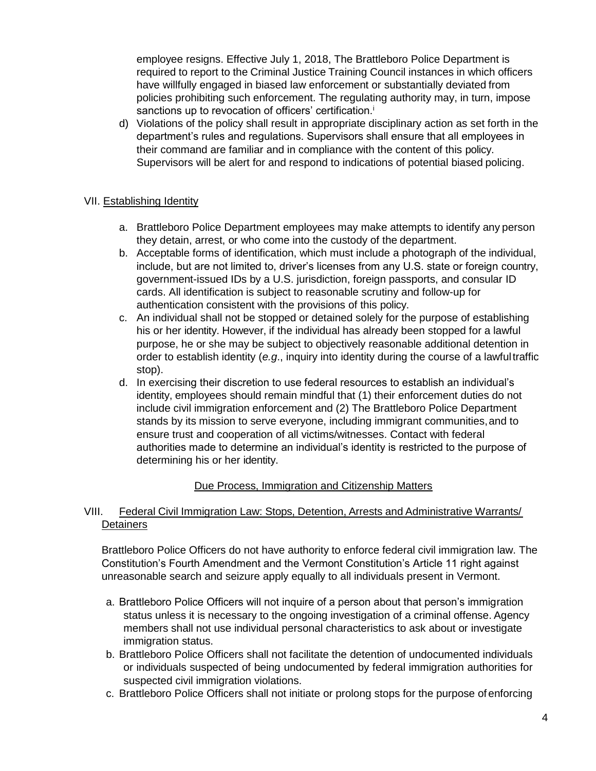employee resigns. Effective July 1, 2018, The Brattleboro Police Department is required to report to the Criminal Justice Training Council instances in which officers have willfully engaged in biased law enforcement or substantially deviated from policies prohibiting such enforcement. The regulating authority may, in turn, impose sanctions up to revocation of officers' certification.[i]

d) Violations of the policy shall result in appropriate disciplinary action as set forth in the department's rules and regulations. Supervisors shall ensure that all employees in their command are familiar and in compliance with the content of this policy. Supervisors will be alert for and respond to indications of potential biased policing.

## VII. <u>Establishing Identity</u>

a. Brattleboro Police Department employees may make attempts to identify any person they detain, arrest, or who come into the custody of the department.
b. Acceptable forms of identification, which must include a photograph of the individual, include, but are not limited to, driver's licenses from any U.S. state or foreign country, government-issued IDs by a U.S. jurisdiction, foreign passports, and consular ID cards. All identification is subject to reasonable scrutiny and follow-up for authentication consistent with the provisions of this policy.
c. An individual shall not be stopped or detained solely for the purpose of establishing his or her identity. However, if the individual has already been stopped for a lawful purpose, he or she may be subject to objectively reasonable additional detention in order to establish identity (*e.g*., inquiry into identity during the course of a lawful traffic stop).
d. In exercising their discretion to use federal resources to establish an individual's identity, employees should remain mindful that (1) their enforcement duties do not include civil immigration enforcement and (2) The Brattleboro Police Department stands by its mission to serve everyone, including immigrant communities, and to ensure trust and cooperation of all victims/witnesses. Contact with federal authorities made to determine an individual's identity is restricted to the purpose of determining his or her identity.

<u>Due Process, Immigration and Citizenship Matters</u>

## VIII. <u>Federal Civil Immigration Law: Stops, Detention, Arrests and Administrative Warrants/ Detainers</u>

Brattleboro Police Officers do not have authority to enforce federal civil immigration law. The Constitution's Fourth Amendment and the Vermont Constitution's Article 11 right against unreasonable search and seizure apply equally to all individuals present in Vermont.

a. Brattleboro Police Officers will not inquire of a person about that person's immigration status unless it is necessary to the ongoing investigation of a criminal offense. Agency members shall not use individual personal characteristics to ask about or investigate immigration status.
b. Brattleboro Police Officers shall not facilitate the detention of undocumented individuals or individuals suspected of being undocumented by federal immigration authorities for suspected civil immigration violations.
c. Brattleboro Police Officers shall not initiate or prolong stops for the purpose of enforcing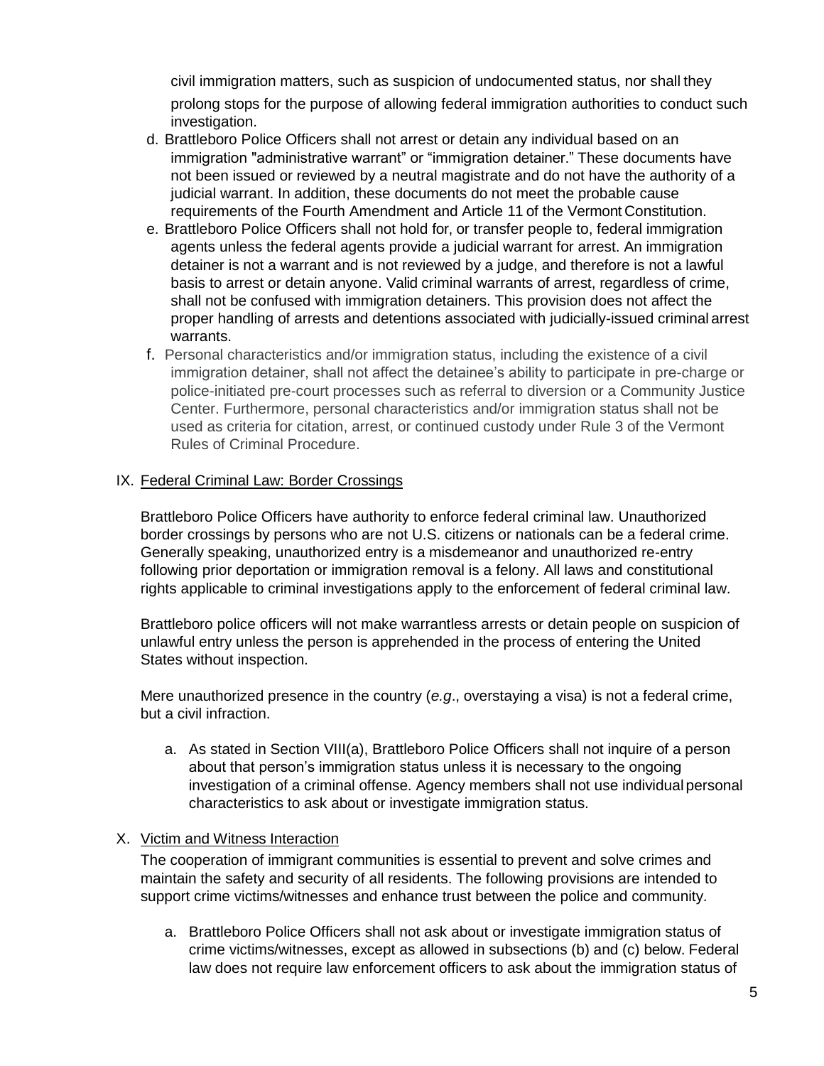civil immigration matters, such as suspicion of undocumented status, nor shall they prolong stops for the purpose of allowing federal immigration authorities to conduct such investigation.

d. Brattleboro Police Officers shall not arrest or detain any individual based on an immigration "administrative warrant" or "immigration detainer." These documents have not been issued or reviewed by a neutral magistrate and do not have the authority of a judicial warrant. In addition, these documents do not meet the probable cause requirements of the Fourth Amendment and Article 11 of the Vermont Constitution.

e. Brattleboro Police Officers shall not hold for, or transfer people to, federal immigration agents unless the federal agents provide a judicial warrant for arrest. An immigration detainer is not a warrant and is not reviewed by a judge, and therefore is not a lawful basis to arrest or detain anyone. Valid criminal warrants of arrest, regardless of crime, shall not be confused with immigration detainers. This provision does not affect the proper handling of arrests and detentions associated with judicially-issued criminal arrest warrants.

f. Personal characteristics and/or immigration status, including the existence of a civil immigration detainer, shall not affect the detainee's ability to participate in pre-charge or police-initiated pre-court processes such as referral to diversion or a Community Justice Center. Furthermore, personal characteristics and/or immigration status shall not be used as criteria for citation, arrest, or continued custody under Rule 3 of the Vermont Rules of Criminal Procedure.

## IX. Federal Criminal Law: Border Crossings

Brattleboro Police Officers have authority to enforce federal criminal law. Unauthorized border crossings by persons who are not U.S. citizens or nationals can be a federal crime. Generally speaking, unauthorized entry is a misdemeanor and unauthorized re-entry following prior deportation or immigration removal is a felony. All laws and constitutional rights applicable to criminal investigations apply to the enforcement of federal criminal law.

Brattleboro police officers will not make warrantless arrests or detain people on suspicion of unlawful entry unless the person is apprehended in the process of entering the United States without inspection.

Mere unauthorized presence in the country (*e.g*., overstaying a visa) is not a federal crime, but a civil infraction.

a. As stated in Section VIII(a), Brattleboro Police Officers shall not inquire of a person about that person's immigration status unless it is necessary to the ongoing investigation of a criminal offense. Agency members shall not use individual personal characteristics to ask about or investigate immigration status.

## X. Victim and Witness Interaction

The cooperation of immigrant communities is essential to prevent and solve crimes and maintain the safety and security of all residents. The following provisions are intended to support crime victims/witnesses and enhance trust between the police and community.

a. Brattleboro Police Officers shall not ask about or investigate immigration status of crime victims/witnesses, except as allowed in subsections (b) and (c) below. Federal law does not require law enforcement officers to ask about the immigration status of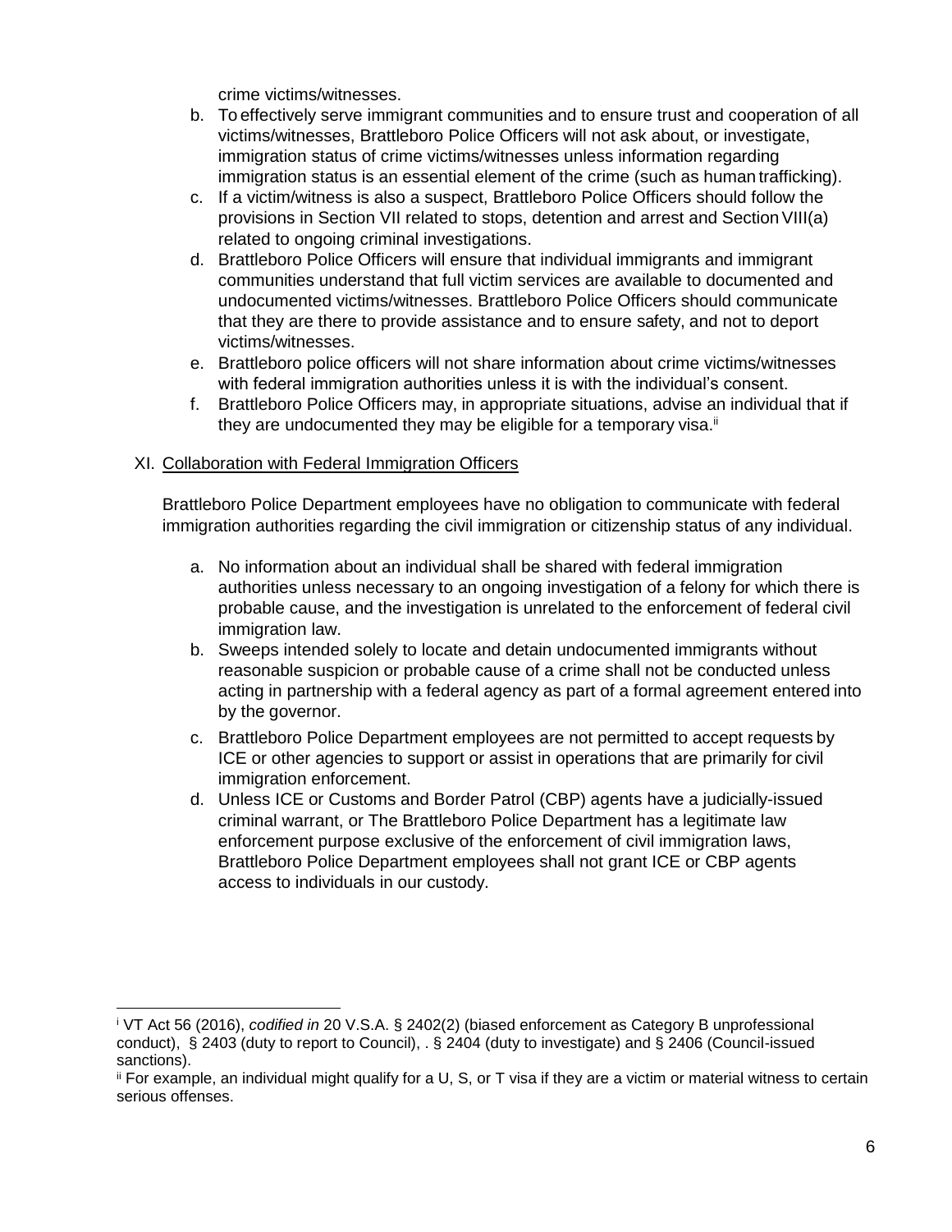crime victims/witnesses.

b. To effectively serve immigrant communities and to ensure trust and cooperation of all victims/witnesses, Brattleboro Police Officers will not ask about, or investigate, immigration status of crime victims/witnesses unless information regarding immigration status is an essential element of the crime (such as human trafficking).
c. If a victim/witness is also a suspect, Brattleboro Police Officers should follow the provisions in Section VII related to stops, detention and arrest and Section VIII(a) related to ongoing criminal investigations.
d. Brattleboro Police Officers will ensure that individual immigrants and immigrant communities understand that full victim services are available to documented and undocumented victims/witnesses. Brattleboro Police Officers should communicate that they are there to provide assistance and to ensure safety, and not to deport victims/witnesses.
e. Brattleboro police officers will not share information about crime victims/witnesses with federal immigration authorities unless it is with the individual's consent.
f. Brattleboro Police Officers may, in appropriate situations, advise an individual that if they are undocumented they may be eligible for a temporary visa.[ii]

XI. Collaboration with Federal Immigration Officers

Brattleboro Police Department employees have no obligation to communicate with federal immigration authorities regarding the civil immigration or citizenship status of any individual.

a. No information about an individual shall be shared with federal immigration authorities unless necessary to an ongoing investigation of a felony for which there is probable cause, and the investigation is unrelated to the enforcement of federal civil immigration law.
b. Sweeps intended solely to locate and detain undocumented immigrants without reasonable suspicion or probable cause of a crime shall not be conducted unless acting in partnership with a federal agency as part of a formal agreement entered into by the governor.
c. Brattleboro Police Department employees are not permitted to accept requests by ICE or other agencies to support or assist in operations that are primarily for civil immigration enforcement.
d. Unless ICE or Customs and Border Patrol (CBP) agents have a judicially-issued criminal warrant, or The Brattleboro Police Department has a legitimate law enforcement purpose exclusive of the enforcement of civil immigration laws, Brattleboro Police Department employees shall not grant ICE or CBP agents access to individuals in our custody.

---

[i] VT Act 56 (2016), *codified in* 20 V.S.A. § 2402(2) (biased enforcement as Category B unprofessional conduct), § 2403 (duty to report to Council), . § 2404 (duty to investigate) and § 2406 (Council-issued sanctions).

[ii] For example, an individual might qualify for a U, S, or T visa if they are a victim or material witness to certain serious offenses.